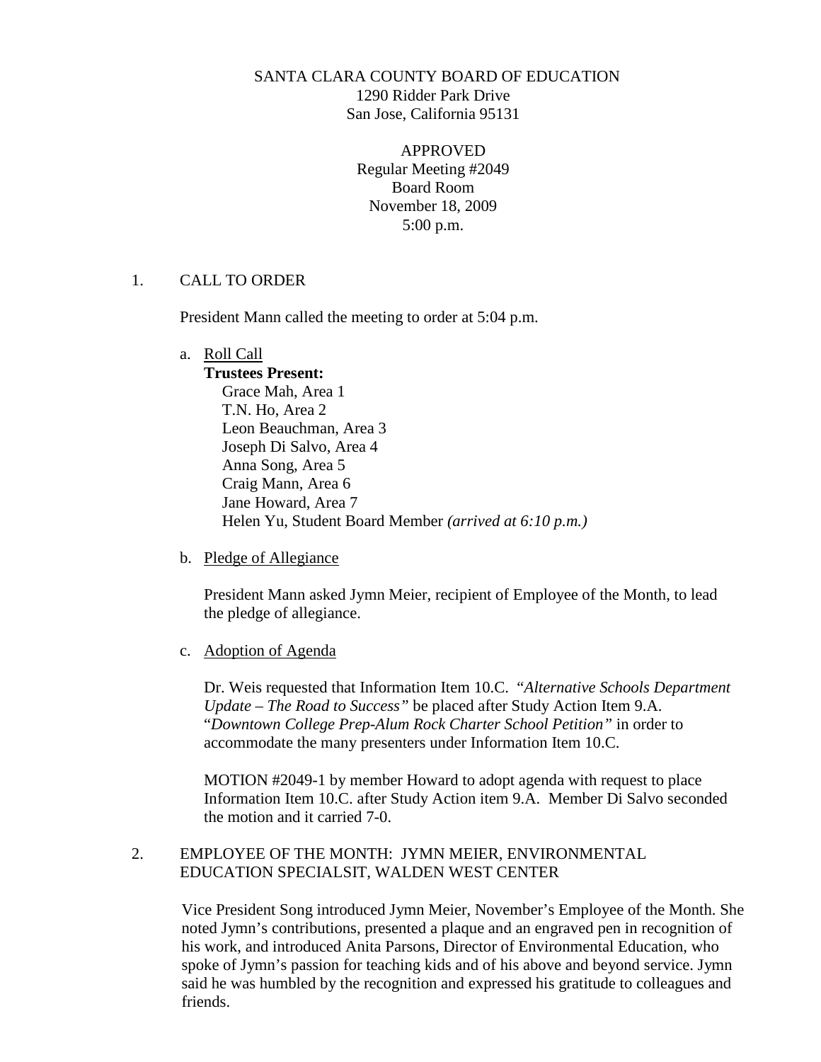SANTA CLARA COUNTY BOARD OF EDUCATION
1290 Ridder Park Drive
San Jose, California 95131

APPROVED
Regular Meeting #2049
Board Room
November 18, 2009
5:00 p.m.

## 1. CALL TO ORDER

President Mann called the meeting to order at 5:04 p.m.

a. Roll Call

**Trustees Present:**
Grace Mah, Area 1
T.N. Ho, Area 2
Leon Beauchman, Area 3
Joseph Di Salvo, Area 4
Anna Song, Area 5
Craig Mann, Area 6
Jane Howard, Area 7
Helen Yu, Student Board Member *(arrived at 6:10 p.m.)*

b. Pledge of Allegiance

President Mann asked Jymn Meier, recipient of Employee of the Month, to lead the pledge of allegiance.

c. Adoption of Agenda

Dr. Weis requested that Information Item 10.C. *"Alternative Schools Department Update – The Road to Success"* be placed after Study Action Item 9.A. "*Downtown College Prep-Alum Rock Charter School Petition"* in order to accommodate the many presenters under Information Item 10.C.

MOTION #2049-1 by member Howard to adopt agenda with request to place Information Item 10.C. after Study Action item 9.A. Member Di Salvo seconded the motion and it carried 7-0.

## 2. EMPLOYEE OF THE MONTH: JYMN MEIER, ENVIRONMENTAL EDUCATION SPECIALSIT, WALDEN WEST CENTER

Vice President Song introduced Jymn Meier, November's Employee of the Month. She noted Jymn's contributions, presented a plaque and an engraved pen in recognition of his work, and introduced Anita Parsons, Director of Environmental Education, who spoke of Jymn's passion for teaching kids and of his above and beyond service. Jymn said he was humbled by the recognition and expressed his gratitude to colleagues and friends.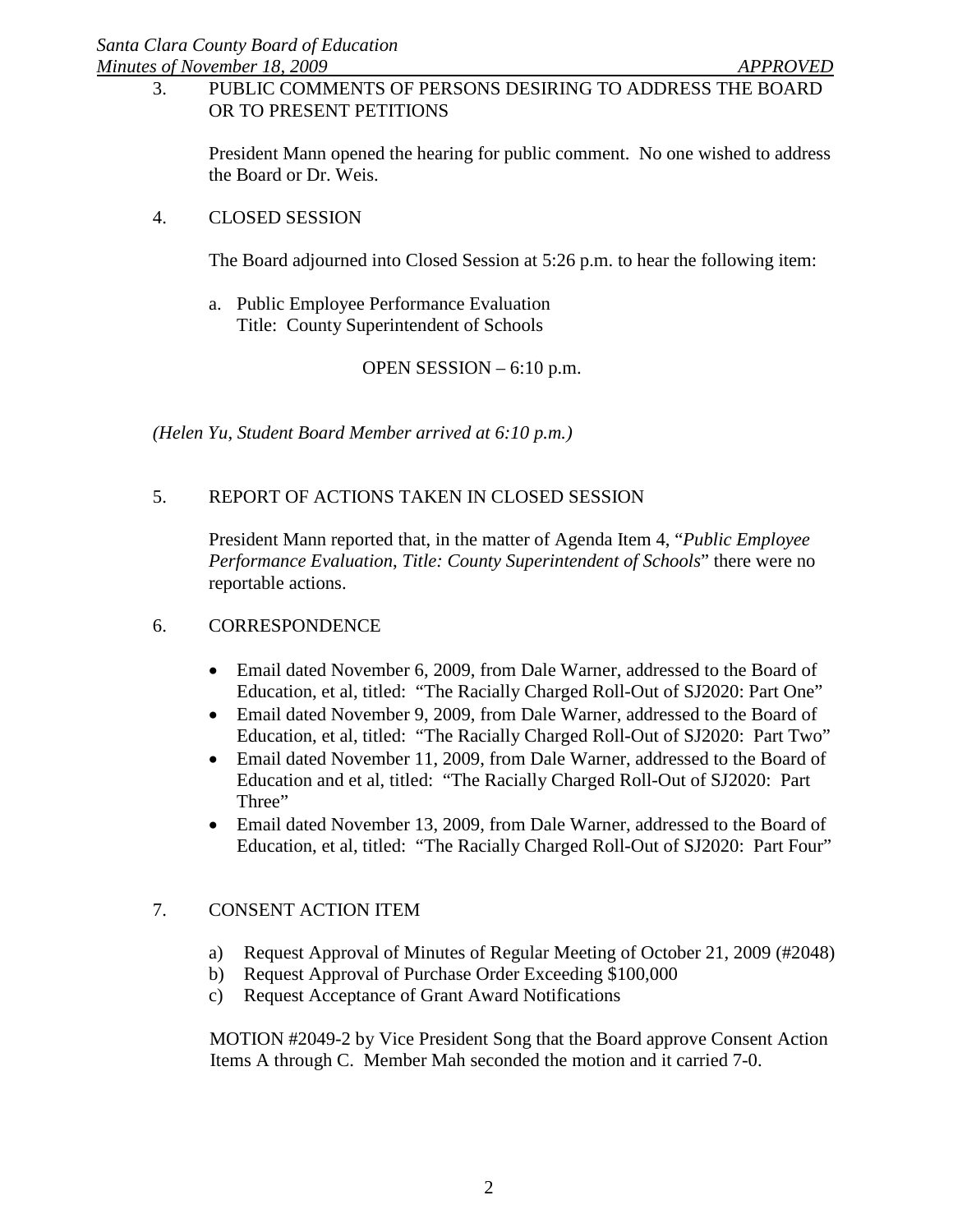3. PUBLIC COMMENTS OF PERSONS DESIRING TO ADDRESS THE BOARD OR TO PRESENT PETITIONS

President Mann opened the hearing for public comment. No one wished to address the Board or Dr. Weis.

4. CLOSED SESSION

The Board adjourned into Closed Session at 5:26 p.m. to hear the following item:

a. Public Employee Performance Evaluation
   Title: County Superintendent of Schools

OPEN SESSION – 6:10 p.m.

*(Helen Yu, Student Board Member arrived at 6:10 p.m.)*

5. REPORT OF ACTIONS TAKEN IN CLOSED SESSION

President Mann reported that, in the matter of Agenda Item 4, "*Public Employee Performance Evaluation*, *Title: County Superintendent of Schools*" there were no reportable actions.

6. CORRESPONDENCE

- Email dated November 6, 2009, from Dale Warner, addressed to the Board of Education, et al, titled: "The Racially Charged Roll-Out of SJ2020: Part One"
- Email dated November 9, 2009, from Dale Warner, addressed to the Board of Education, et al, titled: "The Racially Charged Roll-Out of SJ2020: Part Two"
- Email dated November 11, 2009, from Dale Warner, addressed to the Board of Education and et al, titled: "The Racially Charged Roll-Out of SJ2020: Part Three"
- Email dated November 13, 2009, from Dale Warner, addressed to the Board of Education, et al, titled: "The Racially Charged Roll-Out of SJ2020: Part Four"

7. CONSENT ACTION ITEM

a) Request Approval of Minutes of Regular Meeting of October 21, 2009 (#2048)
b) Request Approval of Purchase Order Exceeding $100,000
c) Request Acceptance of Grant Award Notifications

MOTION #2049-2 by Vice President Song that the Board approve Consent Action Items A through C. Member Mah seconded the motion and it carried 7-0.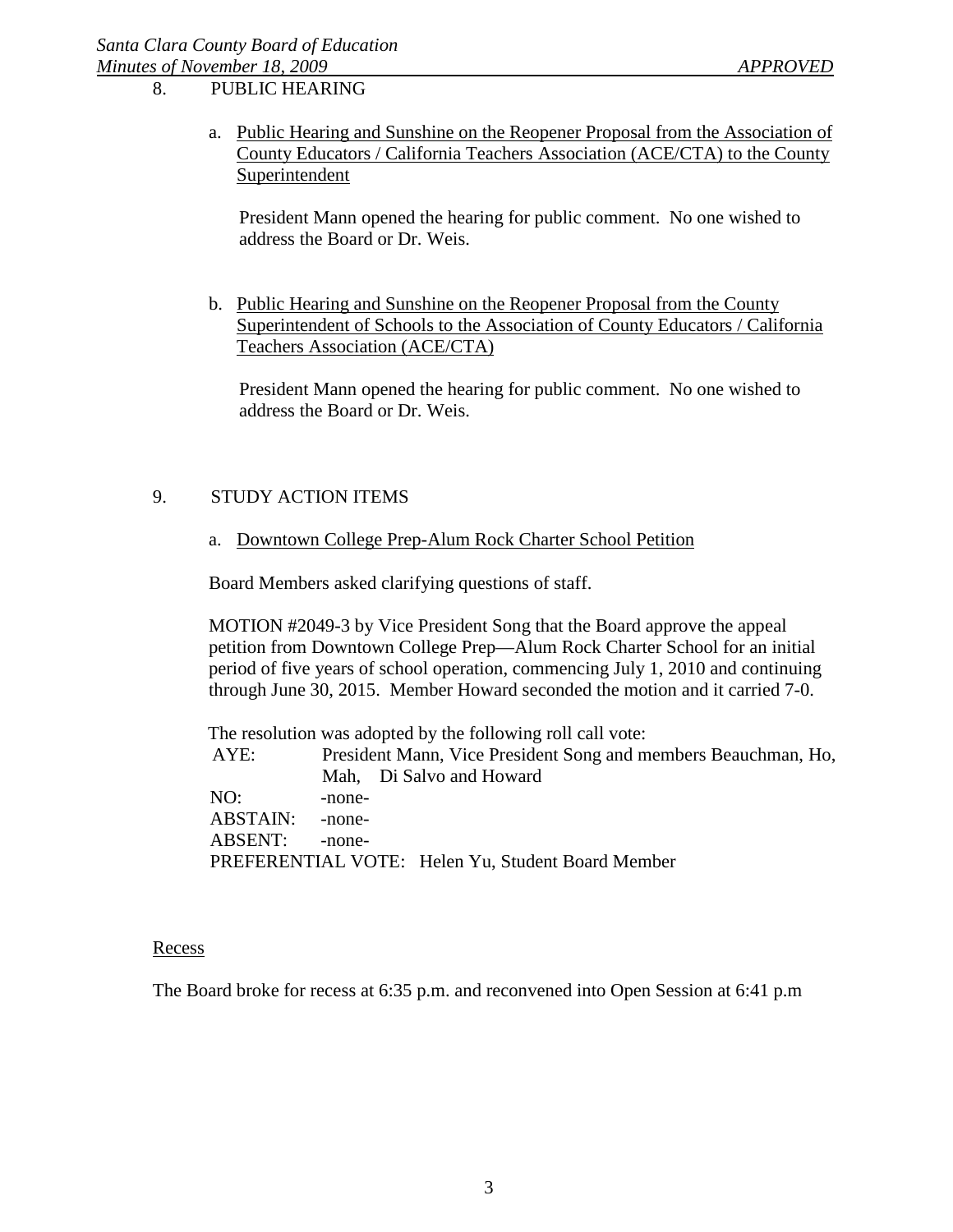8. PUBLIC HEARING

a. Public Hearing and Sunshine on the Reopener Proposal from the Association of County Educators / California Teachers Association (ACE/CTA) to the County Superintendent

President Mann opened the hearing for public comment. No one wished to address the Board or Dr. Weis.

b. Public Hearing and Sunshine on the Reopener Proposal from the County Superintendent of Schools to the Association of County Educators / California Teachers Association (ACE/CTA)

President Mann opened the hearing for public comment. No one wished to address the Board or Dr. Weis.

9. STUDY ACTION ITEMS

a. Downtown College Prep-Alum Rock Charter School Petition

Board Members asked clarifying questions of staff.

MOTION #2049-3 by Vice President Song that the Board approve the appeal petition from Downtown College Prep—Alum Rock Charter School for an initial period of five years of school operation, commencing July 1, 2010 and continuing through June 30, 2015. Member Howard seconded the motion and it carried 7-0.

The resolution was adopted by the following roll call vote:

AYE: President Mann, Vice President Song and members Beauchman, Ho, Mah, Di Salvo and Howard
NO: -none-
ABSTAIN: -none-
ABSENT: -none-
PREFERENTIAL VOTE: Helen Yu, Student Board Member

Recess

The Board broke for recess at 6:35 p.m. and reconvened into Open Session at 6:41 p.m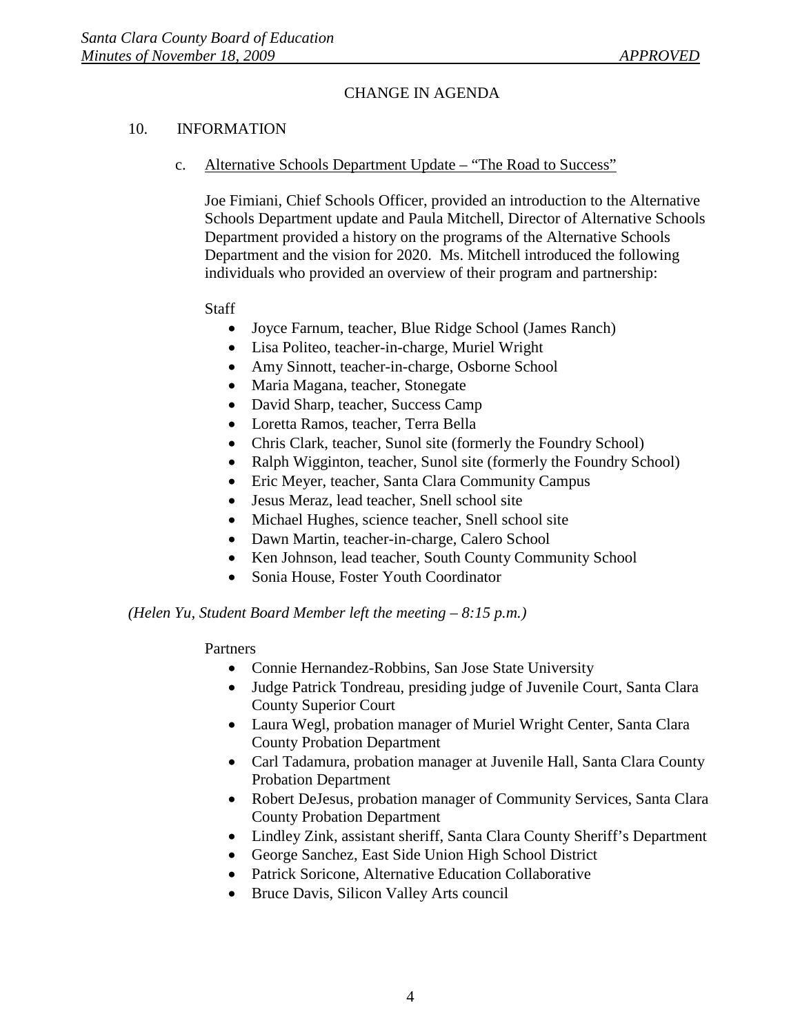CHANGE IN AGENDA

10. INFORMATION

c. Alternative Schools Department Update – "The Road to Success"

Joe Fimiani, Chief Schools Officer, provided an introduction to the Alternative Schools Department update and Paula Mitchell, Director of Alternative Schools Department provided a history on the programs of the Alternative Schools Department and the vision for 2020. Ms. Mitchell introduced the following individuals who provided an overview of their program and partnership:

Staff

- Joyce Farnum, teacher, Blue Ridge School (James Ranch)
- Lisa Politeo, teacher-in-charge, Muriel Wright
- Amy Sinnott, teacher-in-charge, Osborne School
- Maria Magana, teacher, Stonegate
- David Sharp, teacher, Success Camp
- Loretta Ramos, teacher, Terra Bella
- Chris Clark, teacher, Sunol site (formerly the Foundry School)
- Ralph Wigginton, teacher, Sunol site (formerly the Foundry School)
- Eric Meyer, teacher, Santa Clara Community Campus
- Jesus Meraz, lead teacher, Snell school site
- Michael Hughes, science teacher, Snell school site
- Dawn Martin, teacher-in-charge, Calero School
- Ken Johnson, lead teacher, South County Community School
- Sonia House, Foster Youth Coordinator

*(Helen Yu, Student Board Member left the meeting – 8:15 p.m.)*

Partners

- Connie Hernandez-Robbins, San Jose State University
- Judge Patrick Tondreau, presiding judge of Juvenile Court, Santa Clara County Superior Court
- Laura Wegl, probation manager of Muriel Wright Center, Santa Clara County Probation Department
- Carl Tadamura, probation manager at Juvenile Hall, Santa Clara County Probation Department
- Robert DeJesus, probation manager of Community Services, Santa Clara County Probation Department
- Lindley Zink, assistant sheriff, Santa Clara County Sheriff's Department
- George Sanchez, East Side Union High School District
- Patrick Soricone, Alternative Education Collaborative
- Bruce Davis, Silicon Valley Arts council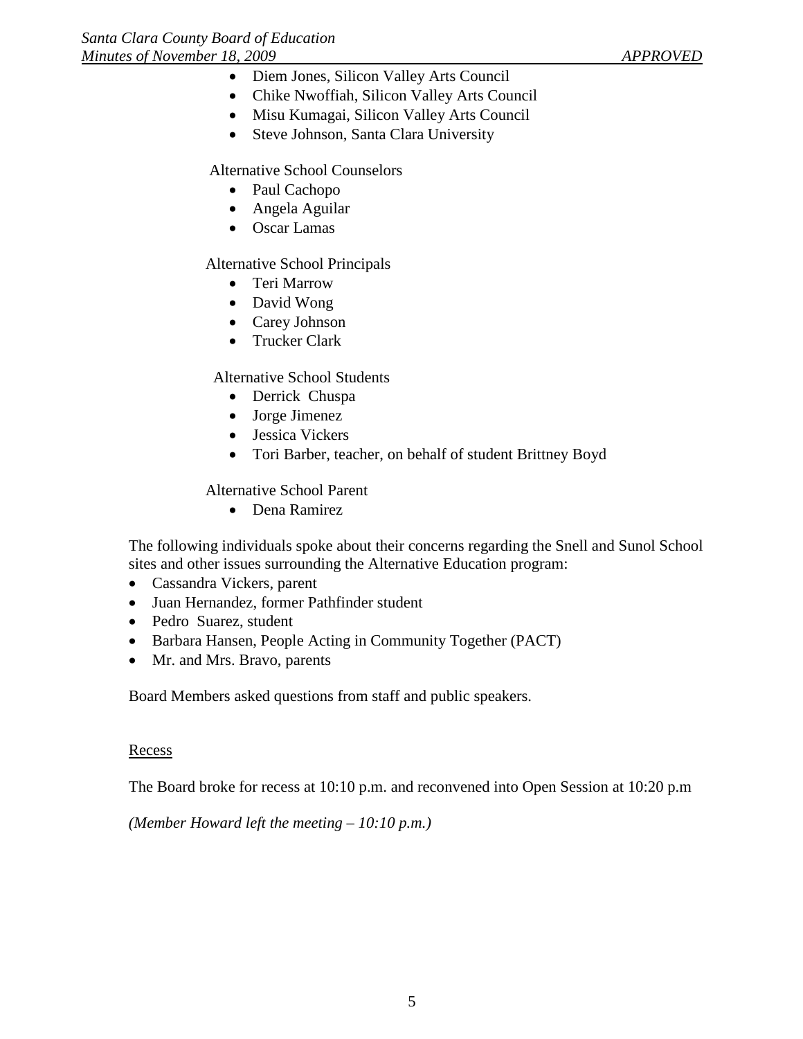- Diem Jones, Silicon Valley Arts Council
- Chike Nwoffiah, Silicon Valley Arts Council
- Misu Kumagai, Silicon Valley Arts Council
- Steve Johnson, Santa Clara University

Alternative School Counselors

- Paul Cachopo
- Angela Aguilar
- Oscar Lamas

Alternative School Principals

- Teri Marrow
- David Wong
- Carey Johnson
- Trucker Clark

Alternative School Students

- Derrick Chuspa
- Jorge Jimenez
- Jessica Vickers
- Tori Barber, teacher, on behalf of student Brittney Boyd

Alternative School Parent

- Dena Ramirez

The following individuals spoke about their concerns regarding the Snell and Sunol School sites and other issues surrounding the Alternative Education program:

- Cassandra Vickers, parent
- Juan Hernandez, former Pathfinder student
- Pedro Suarez, student
- Barbara Hansen, People Acting in Community Together (PACT)
- Mr. and Mrs. Bravo, parents

Board Members asked questions from staff and public speakers.

Recess

The Board broke for recess at 10:10 p.m. and reconvened into Open Session at 10:20 p.m

*(Member Howard left the meeting – 10:10 p.m.)*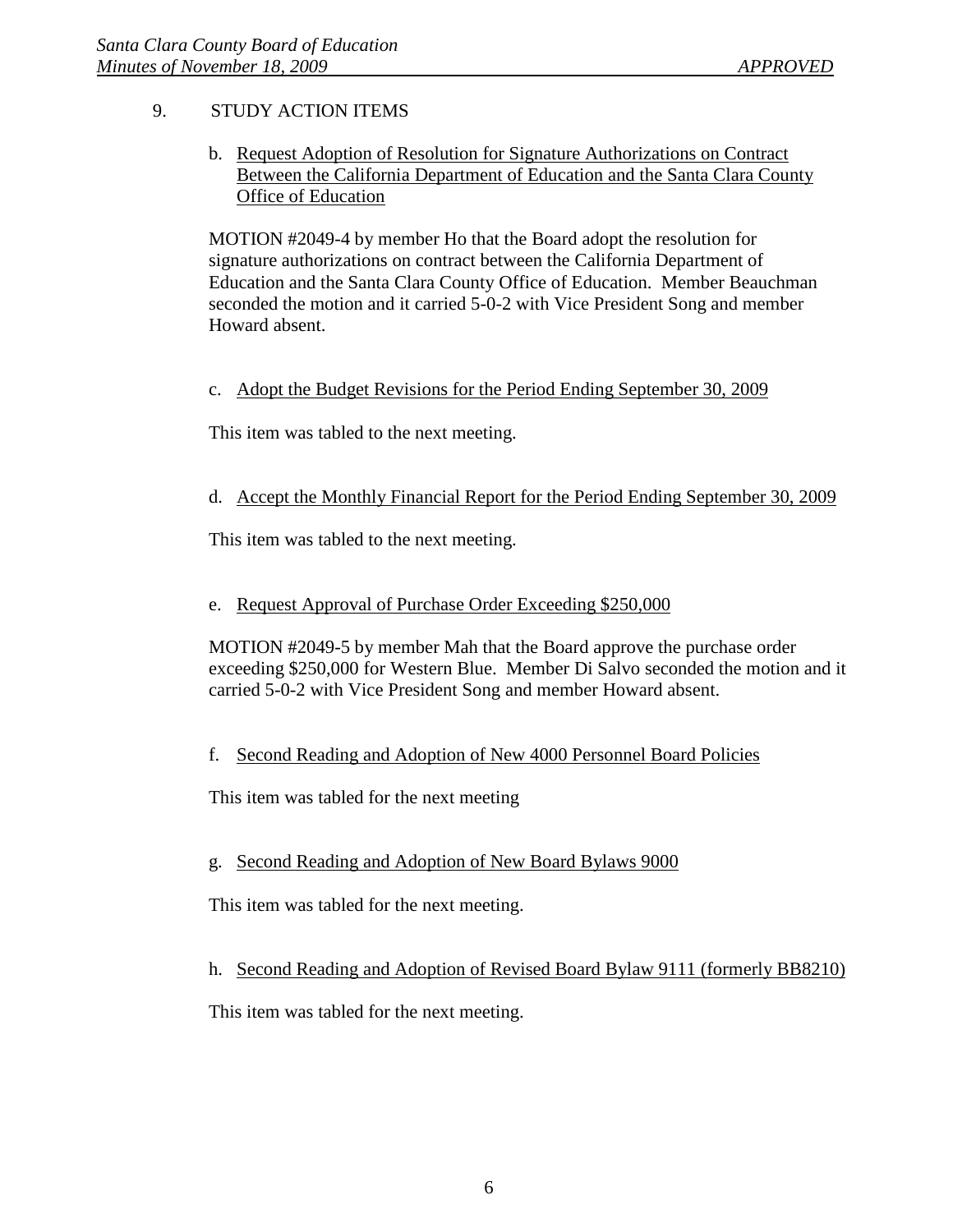9. STUDY ACTION ITEMS

   b. <u>Request Adoption of Resolution for Signature Authorizations on Contract Between the California Department of Education and the Santa Clara County Office of Education</u>

   MOTION #2049-4 by member Ho that the Board adopt the resolution for signature authorizations on contract between the California Department of Education and the Santa Clara County Office of Education. Member Beauchman seconded the motion and it carried 5-0-2 with Vice President Song and member Howard absent.

   c. <u>Adopt the Budget Revisions for the Period Ending September 30, 2009</u>

   This item was tabled to the next meeting.

   d. <u>Accept the Monthly Financial Report for the Period Ending September 30, 2009</u>

   This item was tabled to the next meeting.

   e. <u>Request Approval of Purchase Order Exceeding $250,000</u>

   MOTION #2049-5 by member Mah that the Board approve the purchase order exceeding $250,000 for Western Blue. Member Di Salvo seconded the motion and it carried 5-0-2 with Vice President Song and member Howard absent.

   f. <u>Second Reading and Adoption of New 4000 Personnel Board Policies</u>

   This item was tabled for the next meeting

   g. <u>Second Reading and Adoption of New Board Bylaws 9000</u>

   This item was tabled for the next meeting.

   h. <u>Second Reading and Adoption of Revised Board Bylaw 9111 (formerly BB8210)</u>

   This item was tabled for the next meeting.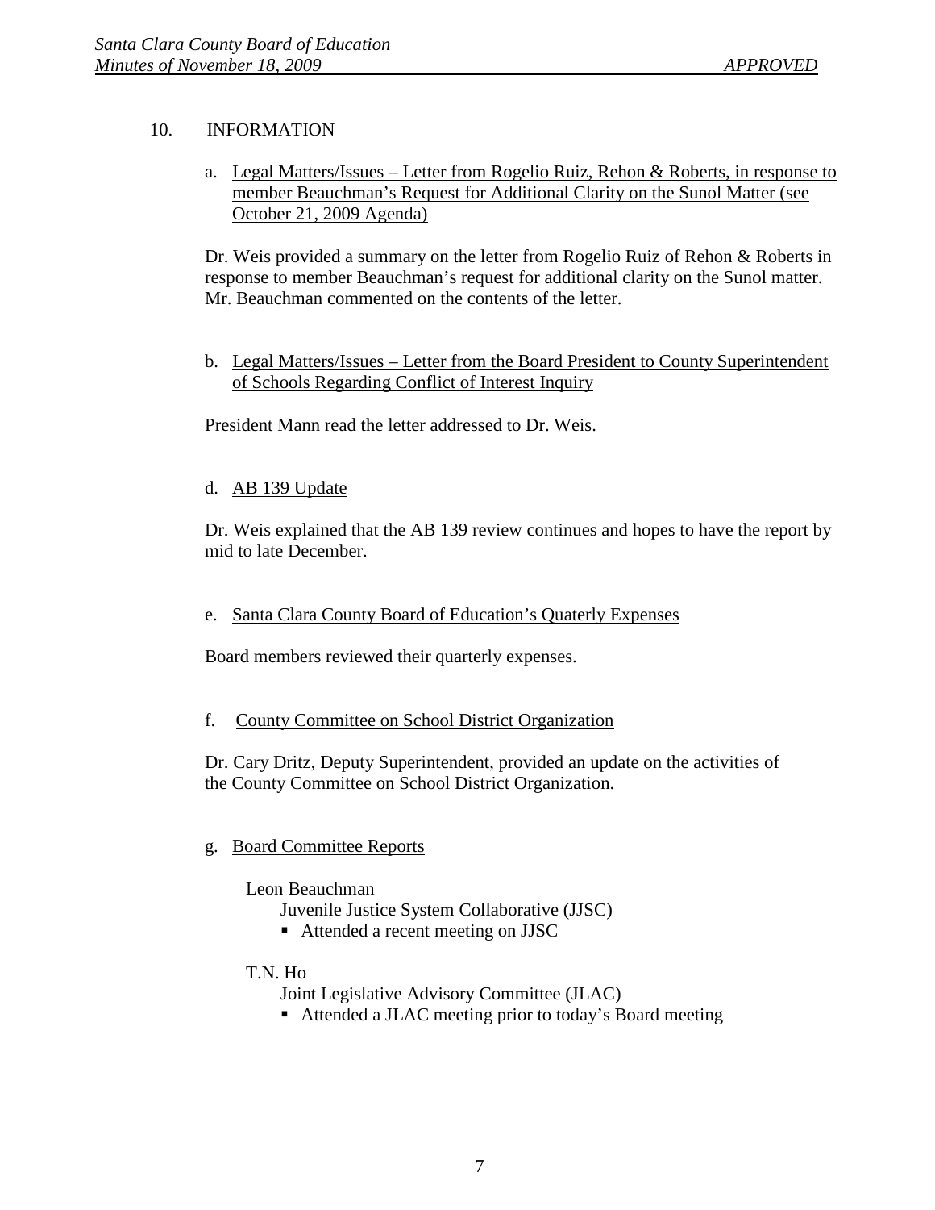## 10. INFORMATION

a. Legal Matters/Issues – Letter from Rogelio Ruiz, Rehon & Roberts, in response to member Beauchman's Request for Additional Clarity on the Sunol Matter (see October 21, 2009 Agenda)

Dr. Weis provided a summary on the letter from Rogelio Ruiz of Rehon & Roberts in response to member Beauchman's request for additional clarity on the Sunol matter. Mr. Beauchman commented on the contents of the letter.

b. Legal Matters/Issues – Letter from the Board President to County Superintendent of Schools Regarding Conflict of Interest Inquiry

President Mann read the letter addressed to Dr. Weis.

d. AB 139 Update

Dr. Weis explained that the AB 139 review continues and hopes to have the report by mid to late December.

e. Santa Clara County Board of Education's Quaterly Expenses

Board members reviewed their quarterly expenses.

f. County Committee on School District Organization

Dr. Cary Dritz, Deputy Superintendent, provided an update on the activities of the County Committee on School District Organization.

g. Board Committee Reports

Leon Beauchman

Juvenile Justice System Collaborative (JJSC)

- Attended a recent meeting on JJSC

T.N. Ho

Joint Legislative Advisory Committee (JLAC)

- Attended a JLAC meeting prior to today's Board meeting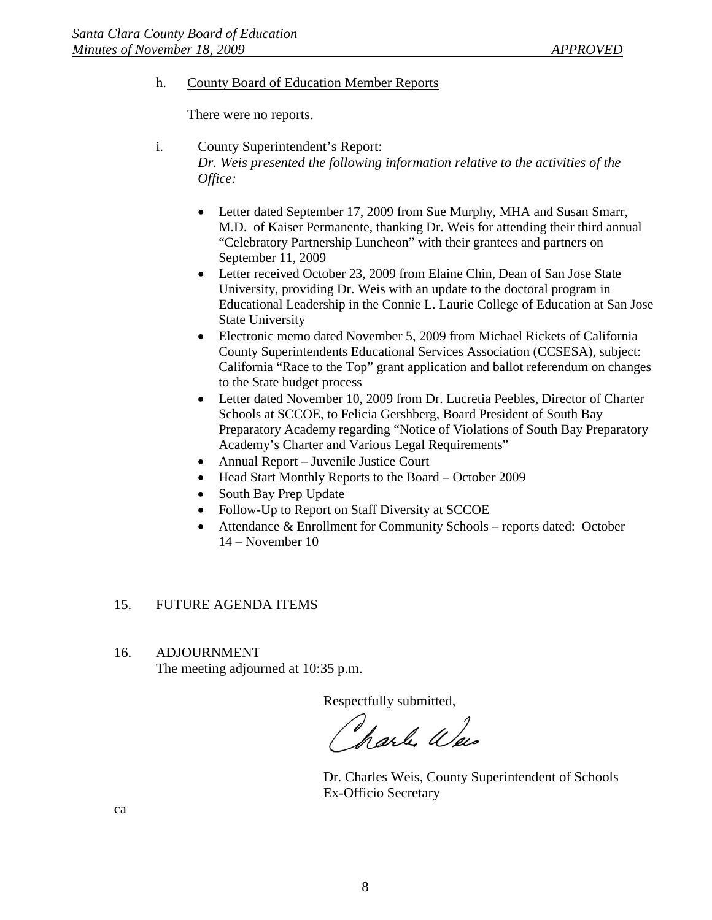h. County Board of Education Member Reports

There were no reports.

i. County Superintendent's Report:
*Dr. Weis presented the following information relative to the activities of the Office:*

- Letter dated September 17, 2009 from Sue Murphy, MHA and Susan Smarr, M.D. of Kaiser Permanente, thanking Dr. Weis for attending their third annual "Celebratory Partnership Luncheon" with their grantees and partners on September 11, 2009
- Letter received October 23, 2009 from Elaine Chin, Dean of San Jose State University, providing Dr. Weis with an update to the doctoral program in Educational Leadership in the Connie L. Laurie College of Education at San Jose State University
- Electronic memo dated November 5, 2009 from Michael Rickets of California County Superintendents Educational Services Association (CCSESA), subject: California "Race to the Top" grant application and ballot referendum on changes to the State budget process
- Letter dated November 10, 2009 from Dr. Lucretia Peebles, Director of Charter Schools at SCCOE, to Felicia Gershberg, Board President of South Bay Preparatory Academy regarding "Notice of Violations of South Bay Preparatory Academy's Charter and Various Legal Requirements"
- Annual Report – Juvenile Justice Court
- Head Start Monthly Reports to the Board – October 2009
- South Bay Prep Update
- Follow-Up to Report on Staff Diversity at SCCOE
- Attendance & Enrollment for Community Schools – reports dated: October 14 – November 10

15. FUTURE AGENDA ITEMS

16. ADJOURNMENT
The meeting adjourned at 10:35 p.m.

Respectfully submitted,

Charles Weis

Dr. Charles Weis, County Superintendent of Schools
Ex-Officio Secretary

ca